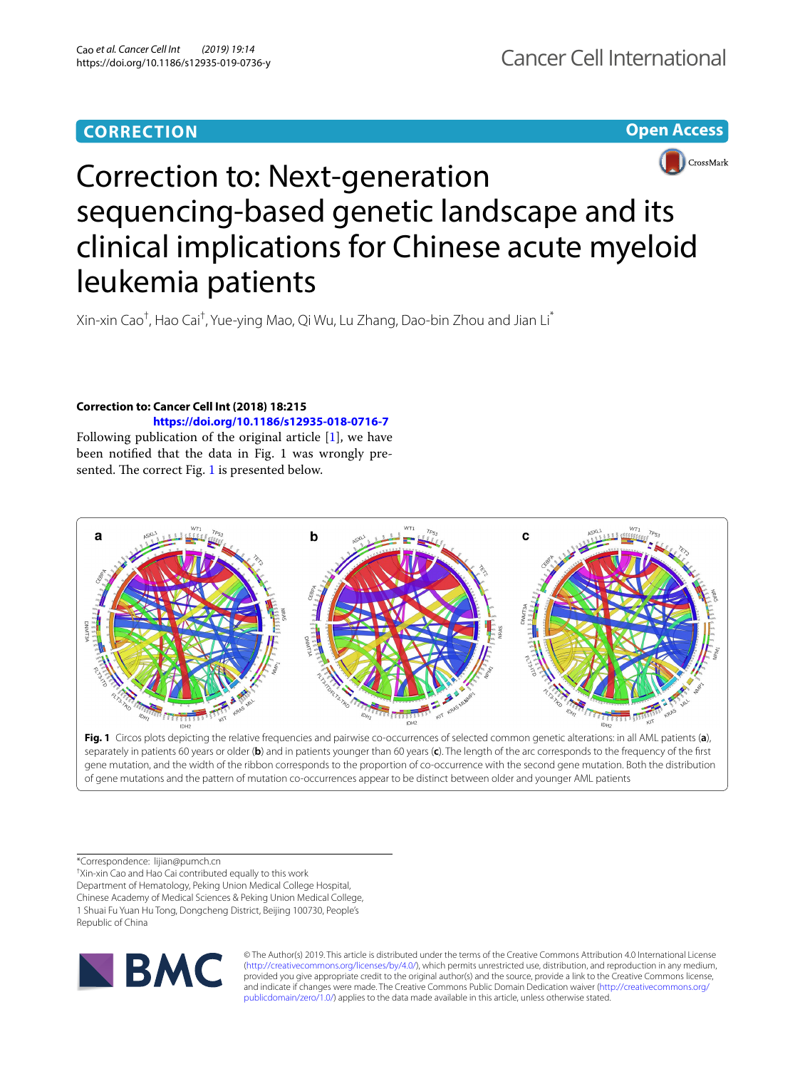**CORRECTION** **Open Access**

# Correction to: Next-generation sequencing-based genetic landscape and its clinical implications for Chinese acute myeloid leukemia patients

Xin-xin Cao[†], Hao Cai[†], Yue-ying Mao, Qi Wu, Lu Zhang, Dao-bin Zhou and Jian Li[*]

**Correction to: Cancer Cell Int (2018) 18:215**
**https://doi.org/10.1186/s12935-018-0716-7**

Following publication of the original article [1], we have been notified that the data in Fig. 1 was wrongly presented. The correct Fig. 1 is presented below.

**Fig. 1** Circos plots depicting the relative frequencies and pairwise co-occurrences of selected common genetic alterations: in all AML patients (**a**), separately in patients 60 years or older (**b**) and in patients younger than 60 years (**c**). The length of the arc corresponds to the frequency of the first gene mutation, and the width of the ribbon corresponds to the proportion of co-occurrence with the second gene mutation. Both the distribution of gene mutations and the pattern of mutation co-occurrences appear to be distinct between older and younger AML patients

*Correspondence: lijian@pumch.cn
[†]Xin-xin Cao and Hao Cai contributed equally to this work
Department of Hematology, Peking Union Medical College Hospital, Chinese Academy of Medical Sciences & Peking Union Medical College, 1 Shuai Fu Yuan Hu Tong, Dongcheng District, Beijing 100730, People's Republic of China

© The Author(s) 2019. This article is distributed under the terms of the Creative Commons Attribution 4.0 International License (http://creativecommons.org/licenses/by/4.0/), which permits unrestricted use, distribution, and reproduction in any medium, provided you give appropriate credit to the original author(s) and the source, provide a link to the Creative Commons license, and indicate if changes were made. The Creative Commons Public Domain Dedication waiver (http://creativecommons.org/publicdomain/zero/1.0/) applies to the data made available in this article, unless otherwise stated.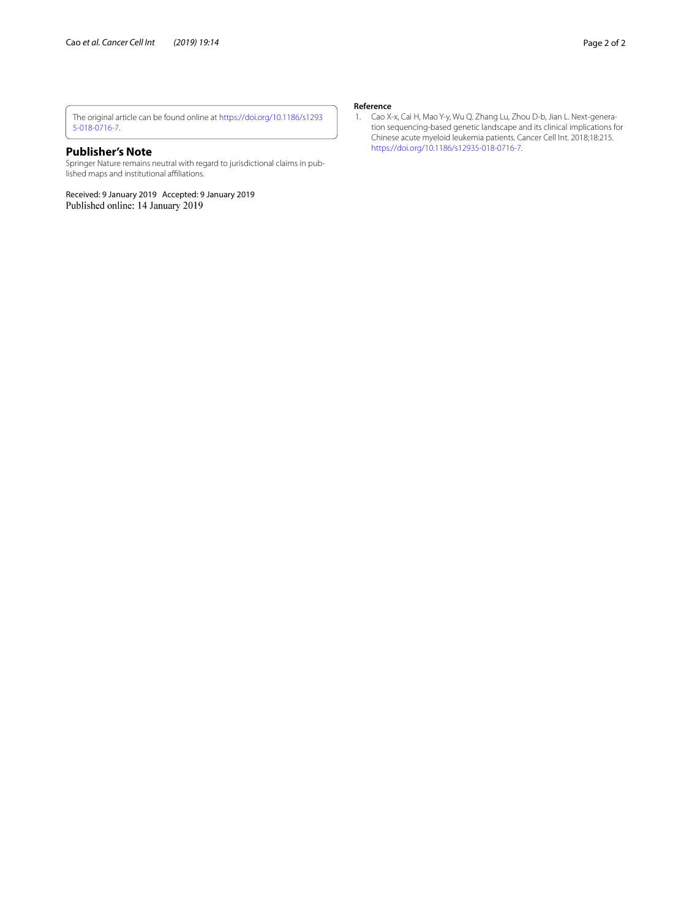The original article can be found online at https://doi.org/10.1186/s12935-018-0716-7.

## Publisher's Note

Springer Nature remains neutral with regard to jurisdictional claims in published maps and institutional affiliations.

Received: 9 January 2019 Accepted: 9 January 2019
Published online: 14 January 2019

## Reference

1. Cao X-x, Cai H, Mao Y-y, Wu Q. Zhang Lu, Zhou D-b, Jian L. Next-generation sequencing-based genetic landscape and its clinical implications for Chinese acute myeloid leukemia patients. Cancer Cell Int. 2018;18:215. https://doi.org/10.1186/s12935-018-0716-7.